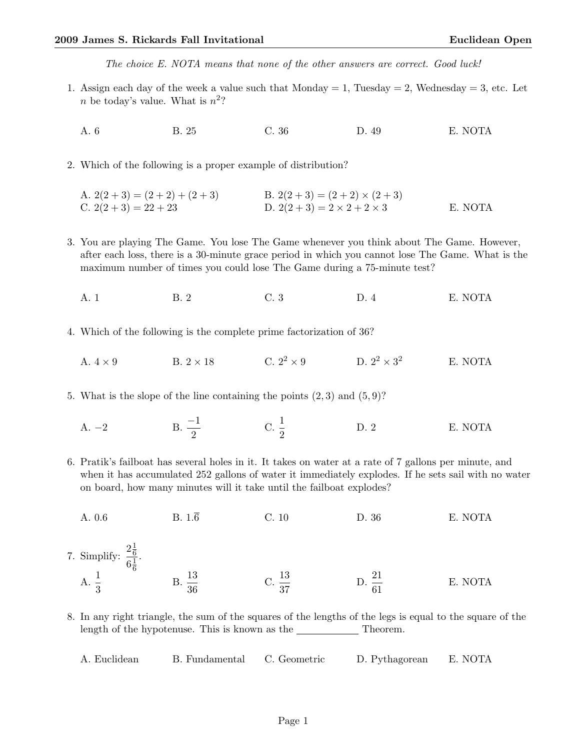**2009 James S. Rickards Fall Invitational** **Euclidean Open**

*The choice E. NOTA means that none of the other answers are correct. Good luck!*

1. Assign each day of the week a value such that Monday = 1, Tuesday = 2, Wednesday = 3, etc. Let $n$ be today's value. What is $n^2$?

   A. 6 B. 25 C. 36 D. 49 E. NOTA

2. Which of the following is a proper example of distribution?

   A. $2(2+3) = (2+2) + (2+3)$ B. $2(2+3) = (2+2) \times (2+3)$
   C. $2(2+3) = 22 + 23$ D. $2(2+3) = 2 \times 2 + 2 \times 3$ E. NOTA

3. You are playing The Game. You lose The Game whenever you think about The Game. However, after each loss, there is a 30-minute grace period in which you cannot lose The Game. What is the maximum number of times you could lose The Game during a 75-minute test?

   A. 1 B. 2 C. 3 D. 4 E. NOTA

4. Which of the following is the complete prime factorization of 36?

   A. $4 \times 9$ B. $2 \times 18$ C. $2^2 \times 9$ D. $2^2 \times 3^2$ E. NOTA

5. What is the slope of the line containing the points $(2, 3)$ and $(5, 9)$?

   A. $-2$ B. $\frac{-1}{2}$ C. $\frac{1}{2}$ D. 2 E. NOTA

6. Pratik's failboat has several holes in it. It takes on water at a rate of 7 gallons per minute, and when it has accumulated 252 gallons of water it immediately explodes. If he sets sail with no water on board, how many minutes will it take until the failboat explodes?

   A. 0.6 B. $1.\overline{6}$ C. 10 D. 36 E. NOTA

7. Simplify: $\frac{2\frac{1}{6}}{6\frac{1}{6}}$.

   A. $\frac{1}{3}$ B. $\frac{13}{36}$ C. $\frac{13}{37}$ D. $\frac{21}{61}$ E. NOTA

8. In any right triangle, the sum of the squares of the lengths of the legs is equal to the square of the length of the hypotenuse. This is known as the \_\_\_\_\_\_\_\_\_\_\_\_ Theorem.

   A. Euclidean B. Fundamental C. Geometric D. Pythagorean E. NOTA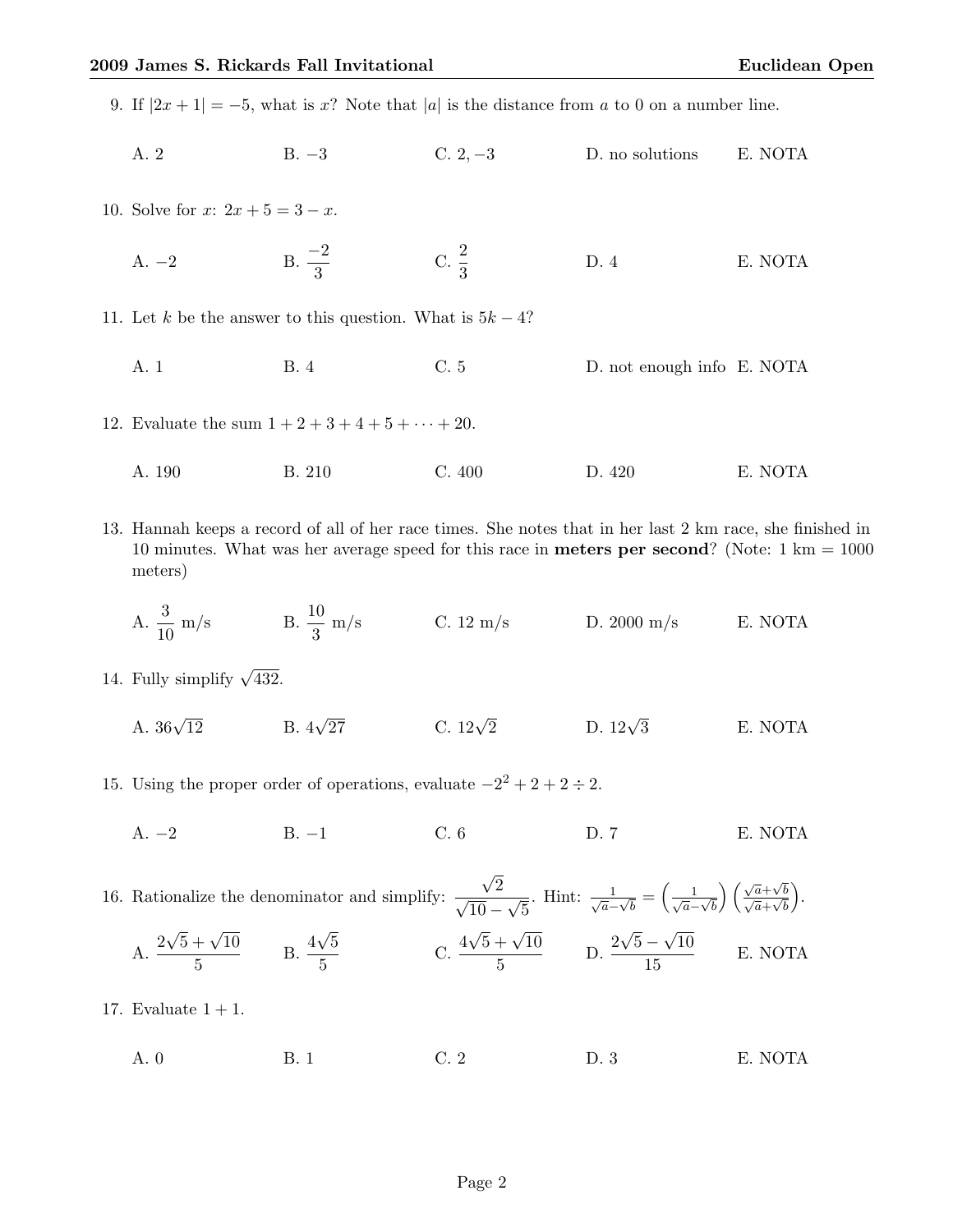9. If $|2x+1| = -5$, what is $x$? Note that $|a|$ is the distance from $a$ to 0 on a number line.

   A. 2 B. $-3$ C. $2, -3$ D. no solutions E. NOTA

10. Solve for $x$: $2x + 5 = 3 - x$.

    A. $-2$ B. $\frac{-2}{3}$ C. $\frac{2}{3}$ D. 4 E. NOTA

11. Let $k$ be the answer to this question. What is $5k - 4$?

    A. 1 B. 4 C. 5 D. not enough info E. NOTA

12. Evaluate the sum $1 + 2 + 3 + 4 + 5 + \cdots + 20$.

    A. 190 B. 210 C. 400 D. 420 E. NOTA

13. Hannah keeps a record of all of her race times. She notes that in her last 2 km race, she finished in 10 minutes. What was her average speed for this race in **meters per second**? (Note: 1 km = 1000 meters)

    A. $\frac{3}{10}$ m/s B. $\frac{10}{3}$ m/s C. 12 m/s D. 2000 m/s E. NOTA

14. Fully simplify $\sqrt{432}$.

    A. $36\sqrt{12}$ B. $4\sqrt{27}$ C. $12\sqrt{2}$ D. $12\sqrt{3}$ E. NOTA

15. Using the proper order of operations, evaluate $-2^2 + 2 + 2 \div 2$.

    A. $-2$ B. $-1$ C. 6 D. 7 E. NOTA

16. Rationalize the denominator and simplify: $\frac{\sqrt{2}}{\sqrt{10} - \sqrt{5}}$. Hint: $\frac{1}{\sqrt{a}-\sqrt{b}} = \left(\frac{1}{\sqrt{a}-\sqrt{b}}\right)\left(\frac{\sqrt{a}+\sqrt{b}}{\sqrt{a}+\sqrt{b}}\right)$.

    A. $\frac{2\sqrt{5}+\sqrt{10}}{5}$ B. $\frac{4\sqrt{5}}{5}$ C. $\frac{4\sqrt{5}+\sqrt{10}}{5}$ D. $\frac{2\sqrt{5}-\sqrt{10}}{15}$ E. NOTA

17. Evaluate $1 + 1$.

    A. 0 B. 1 C. 2 D. 3 E. NOTA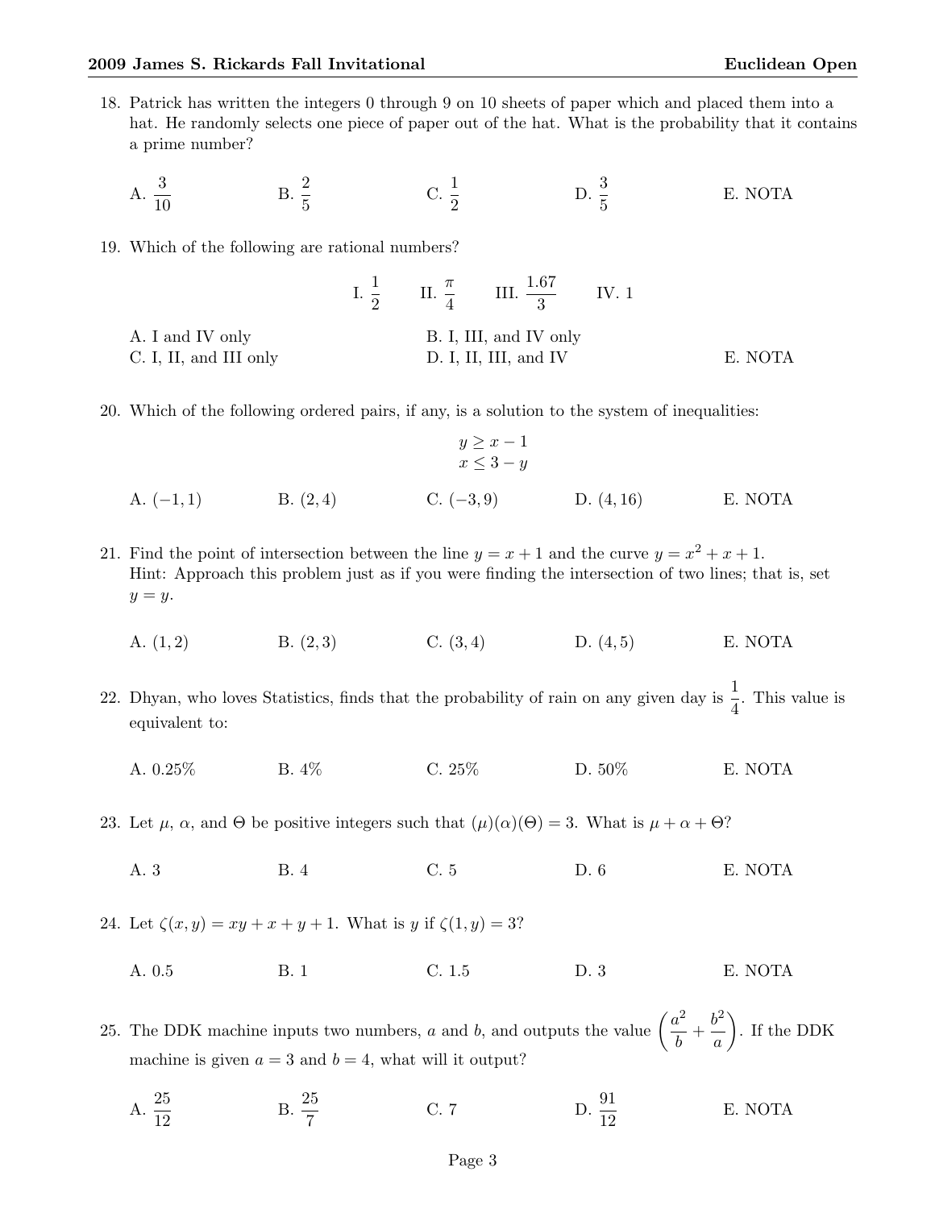18. Patrick has written the integers 0 through 9 on 10 sheets of paper which and placed them into a hat. He randomly selects one piece of paper out of the hat. What is the probability that it contains a prime number?

A. $\frac{3}{10}$ B. $\frac{2}{5}$ C. $\frac{1}{2}$ D. $\frac{3}{5}$ E. NOTA

19. Which of the following are rational numbers?

$$\text{I. } \frac{1}{2} \qquad \text{II. } \frac{\pi}{4} \qquad \text{III. } \frac{1.67}{3} \qquad \text{IV. } 1$$

A. I and IV only
B. I, III, and IV only
C. I, II, and III only
D. I, II, III, and IV
E. NOTA

20. Which of the following ordered pairs, if any, is a solution to the system of inequalities:

$$y \geq x - 1$$
$$x \leq 3 - y$$

A. $(-1, 1)$ B. $(2, 4)$ C. $(-3, 9)$ D. $(4, 16)$ E. NOTA

21. Find the point of intersection between the line $y = x + 1$ and the curve $y = x^2 + x + 1$.
Hint: Approach this problem just as if you were finding the intersection of two lines; that is, set $y = y$.

A. $(1, 2)$ B. $(2, 3)$ C. $(3, 4)$ D. $(4, 5)$ E. NOTA

22. Dhyan, who loves Statistics, finds that the probability of rain on any given day is $\frac{1}{4}$. This value is equivalent to:

A. 0.25% B. 4% C. 25% D. 50% E. NOTA

23. Let $\mu$, $\alpha$, and $\Theta$ be positive integers such that $(\mu)(\alpha)(\Theta) = 3$. What is $\mu + \alpha + \Theta$?

A. 3 B. 4 C. 5 D. 6 E. NOTA

24. Let $\zeta(x, y) = xy + x + y + 1$. What is $y$ if $\zeta(1, y) = 3$?

A. 0.5 B. 1 C. 1.5 D. 3 E. NOTA

25. The DDK machine inputs two numbers, $a$ and $b$, and outputs the value $\left(\frac{a^2}{b} + \frac{b^2}{a}\right)$. If the DDK machine is given $a = 3$ and $b = 4$, what will it output?

A. $\frac{25}{12}$ B. $\frac{25}{7}$ C. 7 D. $\frac{91}{12}$ E. NOTA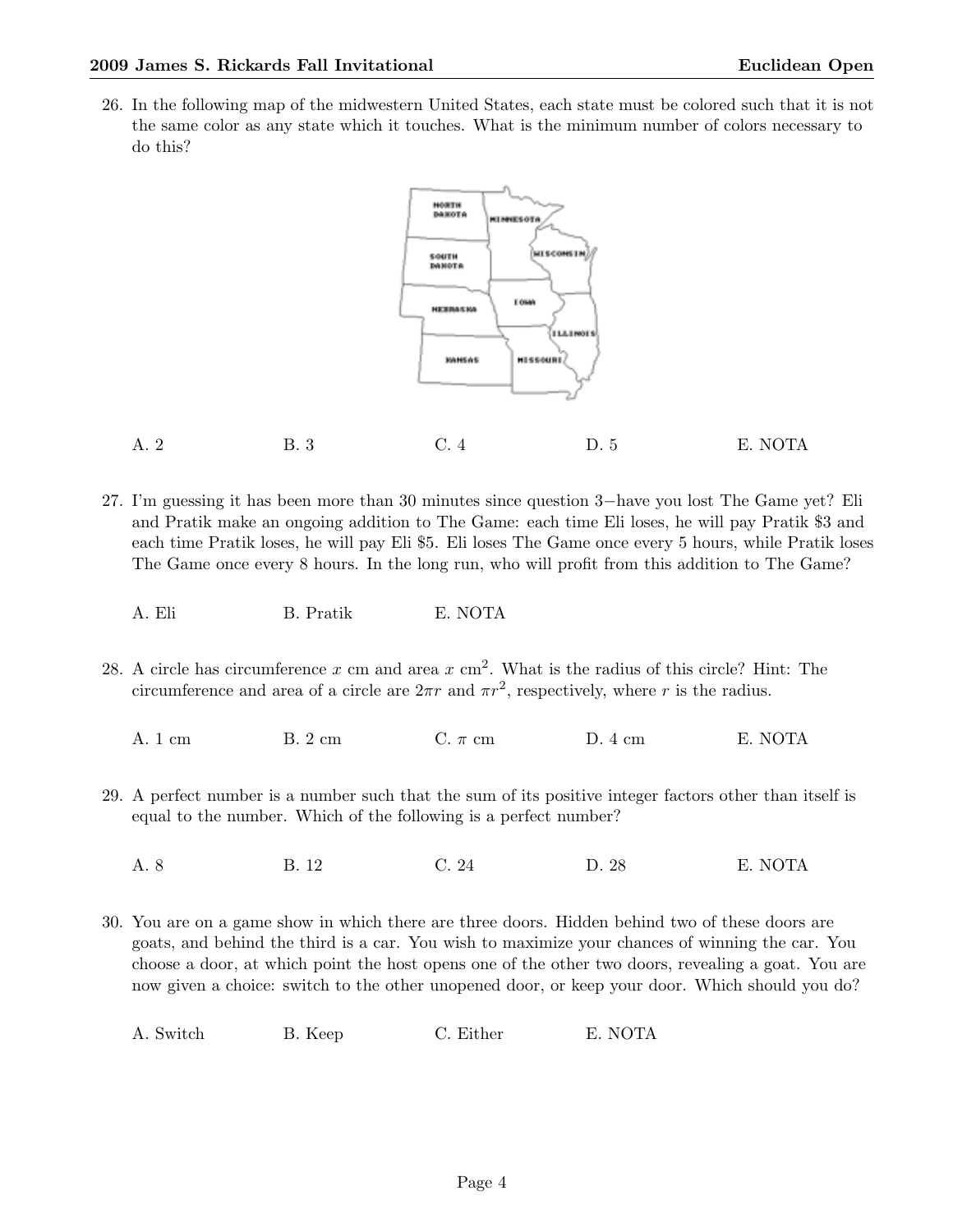26. In the following map of the midwestern United States, each state must be colored such that it is not the same color as any state which it touches. What is the minimum number of colors necessary to do this?

NORTH DAKOTA
MINNESOTA
SOUTH DAKOTA
WISCONSIN
NEBRASKA
IOWA
ILLINOIS
KANSAS
MISSOURI

A. 2 B. 3 C. 4 D. 5 E. NOTA

27. I'm guessing it has been more than 30 minutes since question 3−have you lost The Game yet? Eli and Pratik make an ongoing addition to The Game: each time Eli loses, he will pay Pratik \$3 and each time Pratik loses, he will pay Eli \$5. Eli loses The Game once every 5 hours, while Pratik loses The Game once every 8 hours. In the long run, who will profit from this addition to The Game?

A. Eli B. Pratik E. NOTA

28. A circle has circumference $x$ cm and area $x$ cm$^2$. What is the radius of this circle? Hint: The circumference and area of a circle are $2\pi r$ and $\pi r^2$, respectively, where $r$ is the radius.

A. 1 cm B. 2 cm C. $\pi$ cm D. 4 cm E. NOTA

29. A perfect number is a number such that the sum of its positive integer factors other than itself is equal to the number. Which of the following is a perfect number?

A. 8 B. 12 C. 24 D. 28 E. NOTA

30. You are on a game show in which there are three doors. Hidden behind two of these doors are goats, and behind the third is a car. You wish to maximize your chances of winning the car. You choose a door, at which point the host opens one of the other two doors, revealing a goat. You are now given a choice: switch to the other unopened door, or keep your door. Which should you do?

A. Switch B. Keep C. Either E. NOTA